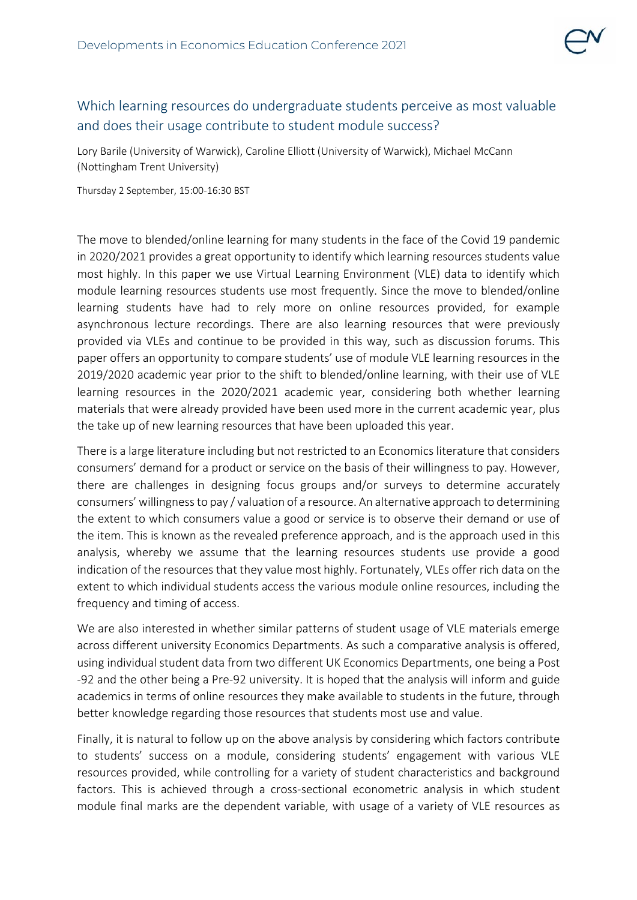## Which learning resources do undergraduate students perceive as most valuable and does their usage contribute to student module success?

Lory Barile (University of Warwick), Caroline Elliott (University of Warwick), Michael McCann (Nottingham Trent University)

Thursday 2 September, 15:00-16:30 BST

The move to blended/online learning for many students in the face of the Covid 19 pandemic in 2020/2021 provides a great opportunity to identify which learning resources students value most highly. In this paper we use Virtual Learning Environment (VLE) data to identify which module learning resources students use most frequently. Since the move to blended/online learning students have had to rely more on online resources provided, for example asynchronous lecture recordings. There are also learning resources that were previously provided via VLEs and continue to be provided in this way, such as discussion forums. This paper offers an opportunity to compare students' use of module VLE learning resources in the 2019/2020 academic year prior to the shift to blended/online learning, with their use of VLE learning resources in the 2020/2021 academic year, considering both whether learning materials that were already provided have been used more in the current academic year, plus the take up of new learning resources that have been uploaded this year.

There is a large literature including but not restricted to an Economics literature that considers consumers' demand for a product or service on the basis of their willingness to pay. However, there are challenges in designing focus groups and/or surveys to determine accurately consumers' willingness to pay / valuation of a resource. An alternative approach to determining the extent to which consumers value a good or service is to observe their demand or use of the item. This is known as the revealed preference approach, and is the approach used in this analysis, whereby we assume that the learning resources students use provide a good indication of the resources that they value most highly. Fortunately, VLEs offer rich data on the extent to which individual students access the various module online resources, including the frequency and timing of access.

We are also interested in whether similar patterns of student usage of VLE materials emerge across different university Economics Departments. As such a comparative analysis is offered, using individual student data from two different UK Economics Departments, one being a Post -92 and the other being a Pre-92 university. It is hoped that the analysis will inform and guide academics in terms of online resources they make available to students in the future, through better knowledge regarding those resources that students most use and value.

Finally, it is natural to follow up on the above analysis by considering which factors contribute to students' success on a module, considering students' engagement with various VLE resources provided, while controlling for a variety of student characteristics and background factors. This is achieved through a cross-sectional econometric analysis in which student module final marks are the dependent variable, with usage of a variety of VLE resources as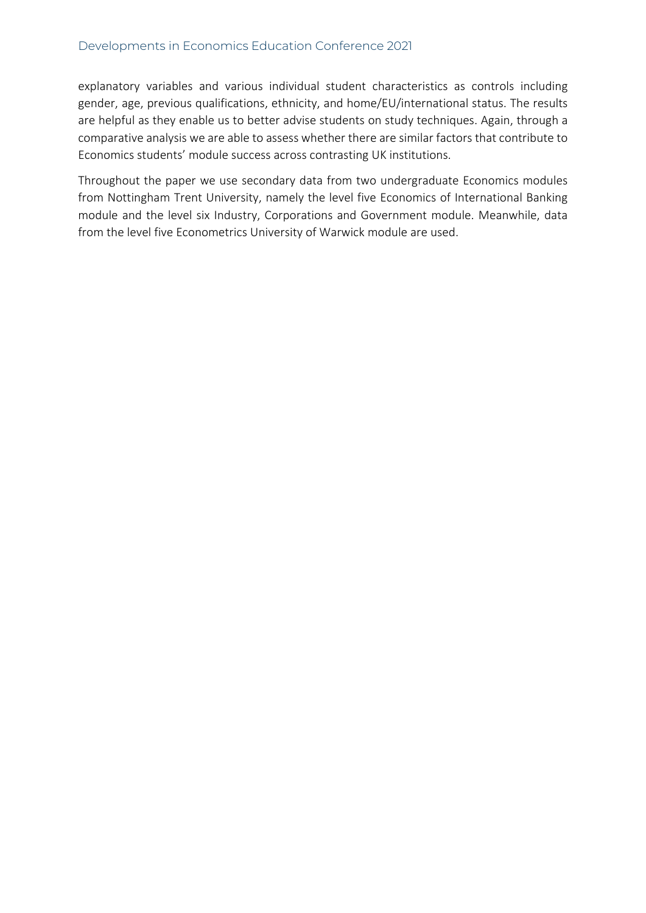explanatory variables and various individual student characteristics as controls including gender, age, previous qualifications, ethnicity, and home/EU/international status. The results are helpful as they enable us to better advise students on study techniques. Again, through a comparative analysis we are able to assess whether there are similar factors that contribute to Economics students' module success across contrasting UK institutions.

Throughout the paper we use secondary data from two undergraduate Economics modules from Nottingham Trent University, namely the level five Economics of International Banking module and the level six Industry, Corporations and Government module. Meanwhile, data from the level five Econometrics University of Warwick module are used.